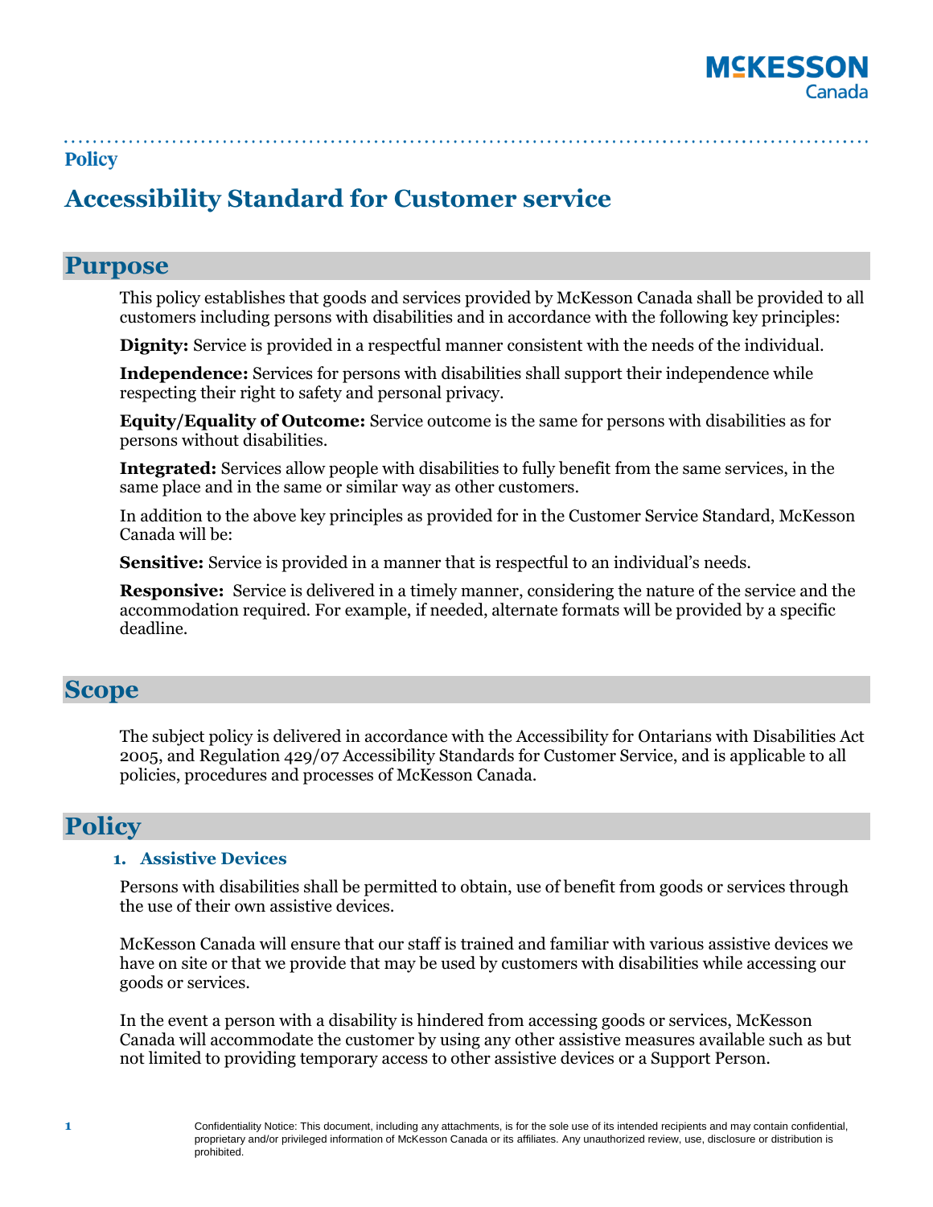Policy

# Accessibility Standard for Customer service

## Purpose

This policy establishes that goods and services provided by McKesson Canada shall be provided to all customers including persons with disabilities and in accordance with the following key principles:

**Dignity:** Service is provided in a respectful manner consistent with the needs of the individual.

**Independence:** Services for persons with disabilities shall support their independence while respecting their right to safety and personal privacy.

**Equity/Equality of Outcome:** Service outcome is the same for persons with disabilities as for persons without disabilities.

**Integrated:** Services allow people with disabilities to fully benefit from the same services, in the same place and in the same or similar way as other customers.

In addition to the above key principles as provided for in the Customer Service Standard, McKesson Canada will be:

**Sensitive:** Service is provided in a manner that is respectful to an individual's needs.

**Responsive:** Service is delivered in a timely manner, considering the nature of the service and the accommodation required. For example, if needed, alternate formats will be provided by a specific deadline.

## Scope

The subject policy is delivered in accordance with the Accessibility for Ontarians with Disabilities Act 2005, and Regulation 429/07 Accessibility Standards for Customer Service, and is applicable to all policies, procedures and processes of McKesson Canada.

## Policy

### 1. Assistive Devices

Persons with disabilities shall be permitted to obtain, use of benefit from goods or services through the use of their own assistive devices.

McKesson Canada will ensure that our staff is trained and familiar with various assistive devices we have on site or that we provide that may be used by customers with disabilities while accessing our goods or services.

In the event a person with a disability is hindered from accessing goods or services, McKesson Canada will accommodate the customer by using any other assistive measures available such as but not limited to providing temporary access to other assistive devices or a Support Person.

Confidentiality Notice: This document, including any attachments, is for the sole use of its intended recipients and may contain confidential, proprietary and/or privileged information of McKesson Canada or its affiliates. Any unauthorized review, use, disclosure or distribution is prohibited.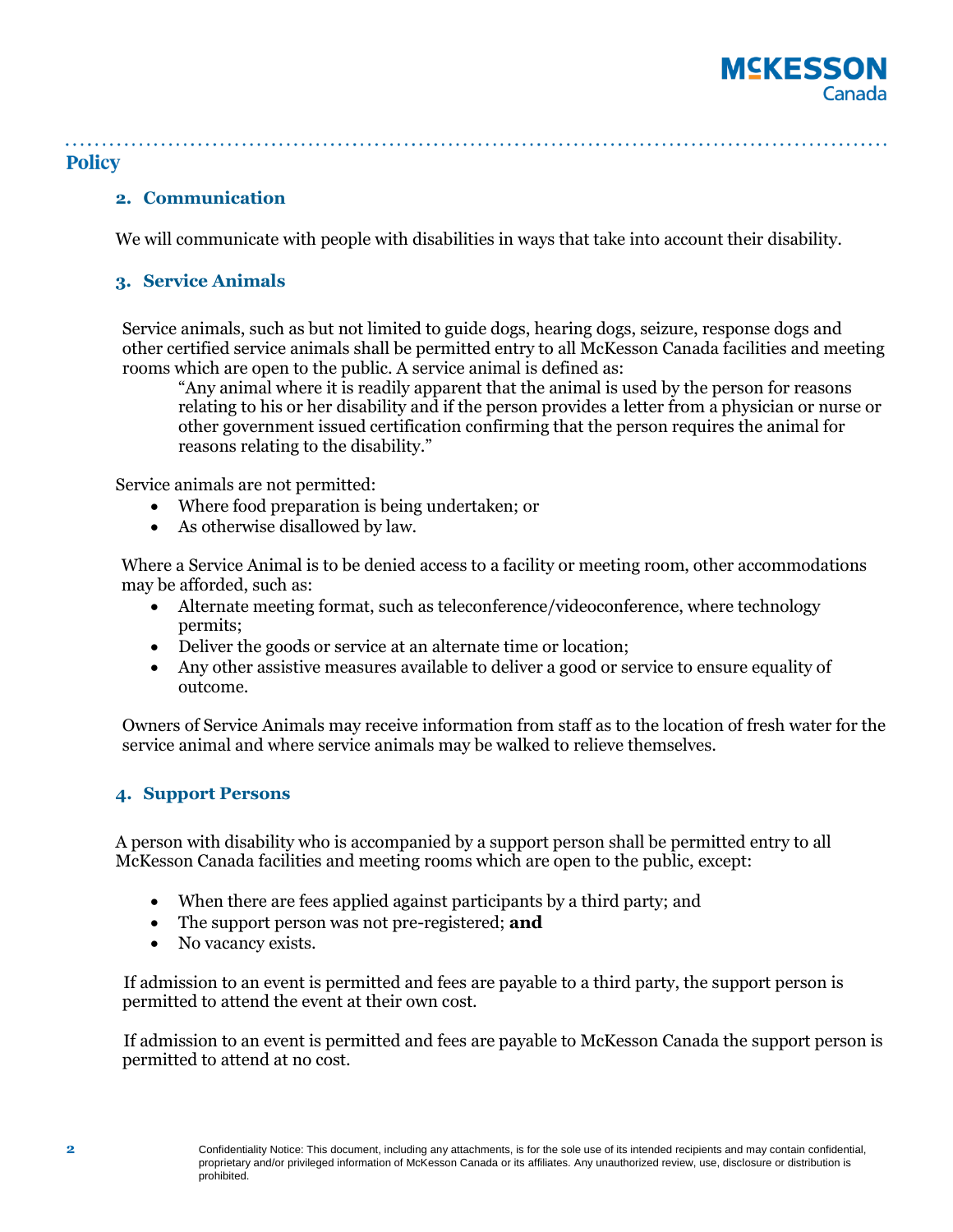# Policy

## 2. Communication

We will communicate with people with disabilities in ways that take into account their disability.

## 3. Service Animals

Service animals, such as but not limited to guide dogs, hearing dogs, seizure, response dogs and other certified service animals shall be permitted entry to all McKesson Canada facilities and meeting rooms which are open to the public. A service animal is defined as:

> "Any animal where it is readily apparent that the animal is used by the person for reasons relating to his or her disability and if the person provides a letter from a physician or nurse or other government issued certification confirming that the person requires the animal for reasons relating to the disability."

Service animals are not permitted:

- Where food preparation is being undertaken; or
- As otherwise disallowed by law.

Where a Service Animal is to be denied access to a facility or meeting room, other accommodations may be afforded, such as:

- Alternate meeting format, such as teleconference/videoconference, where technology permits;
- Deliver the goods or service at an alternate time or location;
- Any other assistive measures available to deliver a good or service to ensure equality of outcome.

Owners of Service Animals may receive information from staff as to the location of fresh water for the service animal and where service animals may be walked to relieve themselves.

## 4. Support Persons

A person with disability who is accompanied by a support person shall be permitted entry to all McKesson Canada facilities and meeting rooms which are open to the public, except:

- When there are fees applied against participants by a third party; and
- The support person was not pre-registered; **and**
- No vacancy exists.

If admission to an event is permitted and fees are payable to a third party, the support person is permitted to attend the event at their own cost.

If admission to an event is permitted and fees are payable to McKesson Canada the support person is permitted to attend at no cost.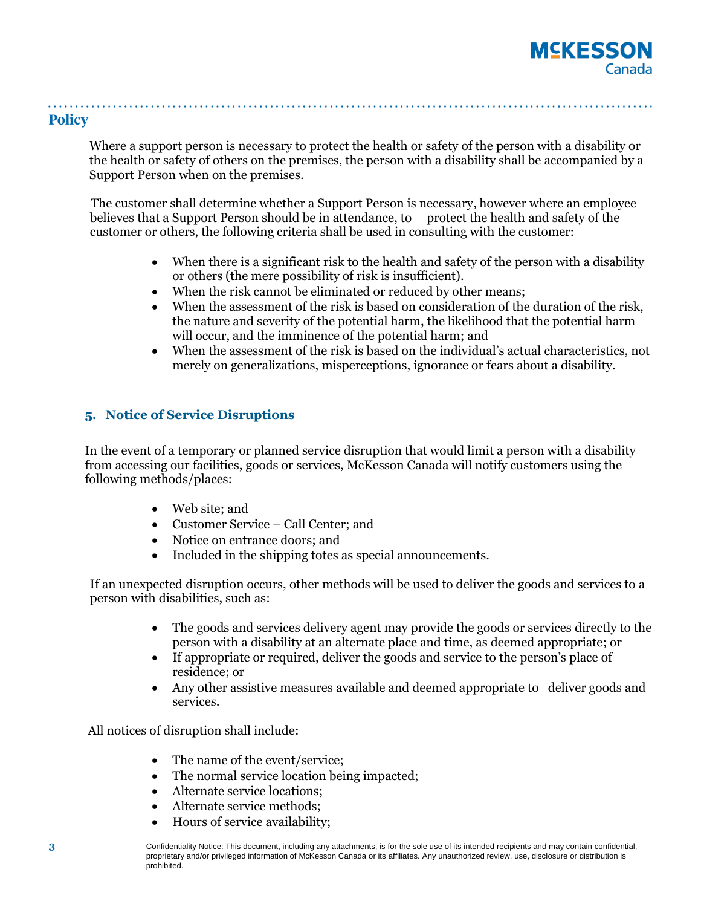## Policy

Where a support person is necessary to protect the health or safety of the person with a disability or the health or safety of others on the premises, the person with a disability shall be accompanied by a Support Person when on the premises.

The customer shall determine whether a Support Person is necessary, however where an employee believes that a Support Person should be in attendance, to protect the health and safety of the customer or others, the following criteria shall be used in consulting with the customer:

- When there is a significant risk to the health and safety of the person with a disability or others (the mere possibility of risk is insufficient).
- When the risk cannot be eliminated or reduced by other means;
- When the assessment of the risk is based on consideration of the duration of the risk, the nature and severity of the potential harm, the likelihood that the potential harm will occur, and the imminence of the potential harm; and
- When the assessment of the risk is based on the individual's actual characteristics, not merely on generalizations, misperceptions, ignorance or fears about a disability.

### 5. Notice of Service Disruptions

In the event of a temporary or planned service disruption that would limit a person with a disability from accessing our facilities, goods or services, McKesson Canada will notify customers using the following methods/places:

- Web site; and
- Customer Service – Call Center; and
- Notice on entrance doors; and
- Included in the shipping totes as special announcements.

If an unexpected disruption occurs, other methods will be used to deliver the goods and services to a person with disabilities, such as:

- The goods and services delivery agent may provide the goods or services directly to the person with a disability at an alternate place and time, as deemed appropriate; or
- If appropriate or required, deliver the goods and service to the person's place of residence; or
- Any other assistive measures available and deemed appropriate to deliver goods and services.

All notices of disruption shall include:

- The name of the event/service;
- The normal service location being impacted;
- Alternate service locations;
- Alternate service methods;
- Hours of service availability;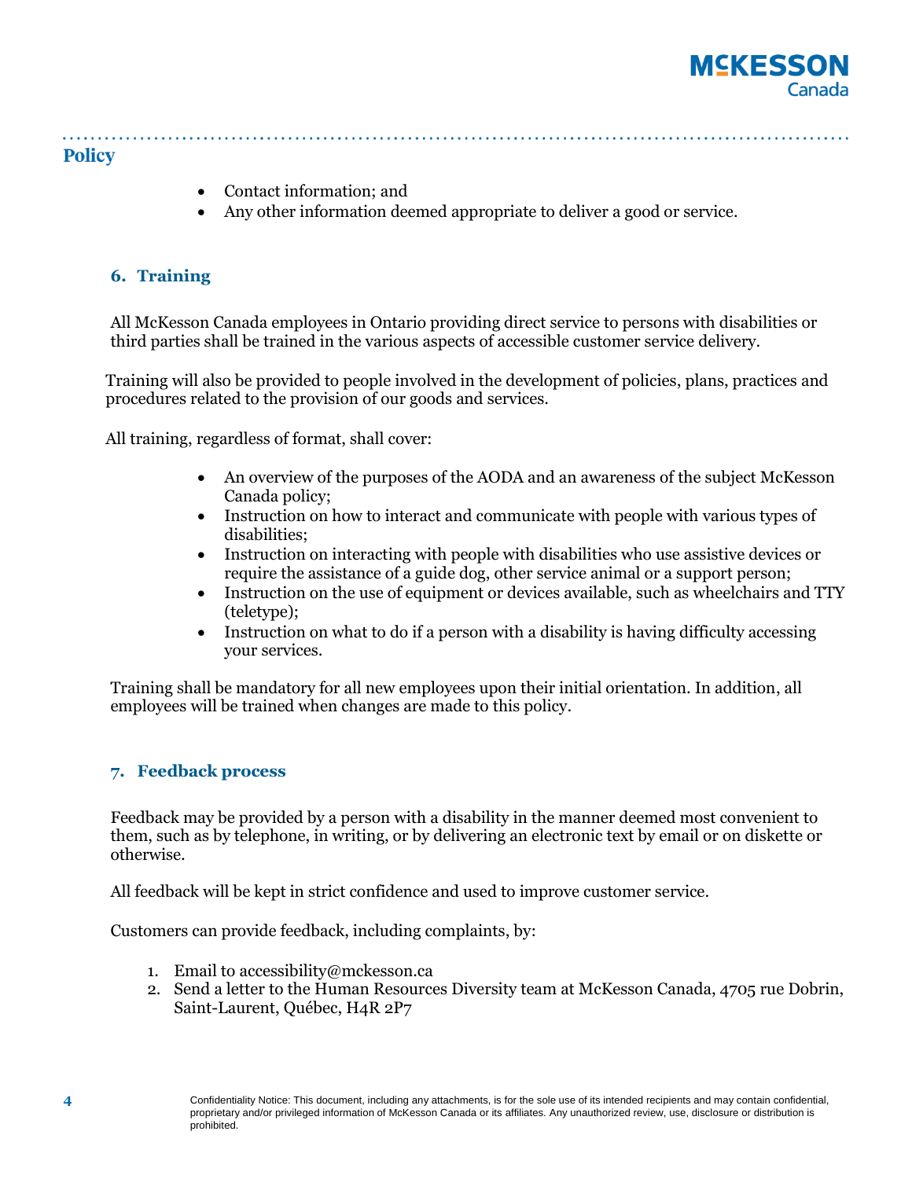- Contact information; and
- Any other information deemed appropriate to deliver a good or service.

## 6. Training

All McKesson Canada employees in Ontario providing direct service to persons with disabilities or third parties shall be trained in the various aspects of accessible customer service delivery.

Training will also be provided to people involved in the development of policies, plans, practices and procedures related to the provision of our goods and services.

All training, regardless of format, shall cover:

- An overview of the purposes of the AODA and an awareness of the subject McKesson Canada policy;
- Instruction on how to interact and communicate with people with various types of disabilities;
- Instruction on interacting with people with disabilities who use assistive devices or require the assistance of a guide dog, other service animal or a support person;
- Instruction on the use of equipment or devices available, such as wheelchairs and TTY (teletype);
- Instruction on what to do if a person with a disability is having difficulty accessing your services.

Training shall be mandatory for all new employees upon their initial orientation. In addition, all employees will be trained when changes are made to this policy.

## 7. Feedback process

Feedback may be provided by a person with a disability in the manner deemed most convenient to them, such as by telephone, in writing, or by delivering an electronic text by email or on diskette or otherwise.

All feedback will be kept in strict confidence and used to improve customer service.

Customers can provide feedback, including complaints, by:

1. Email to accessibility@mckesson.ca
2. Send a letter to the Human Resources Diversity team at McKesson Canada, 4705 rue Dobrin, Saint-Laurent, Québec, H4R 2P7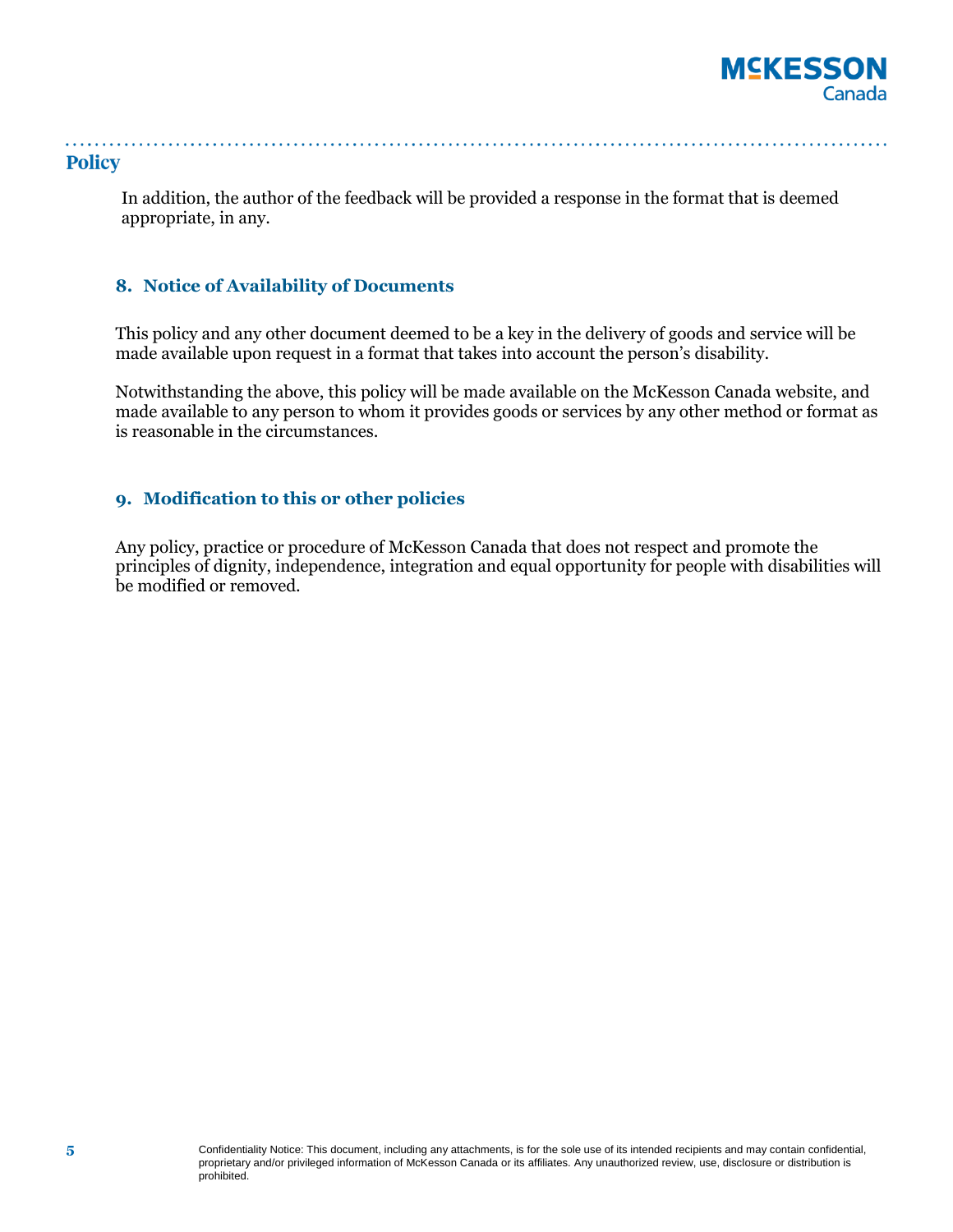## Policy

In addition, the author of the feedback will be provided a response in the format that is deemed appropriate, in any.

### 8. Notice of Availability of Documents

This policy and any other document deemed to be a key in the delivery of goods and service will be made available upon request in a format that takes into account the person's disability.

Notwithstanding the above, this policy will be made available on the McKesson Canada website, and made available to any person to whom it provides goods or services by any other method or format as is reasonable in the circumstances.

### 9. Modification to this or other policies

Any policy, practice or procedure of McKesson Canada that does not respect and promote the principles of dignity, independence, integration and equal opportunity for people with disabilities will be modified or removed.